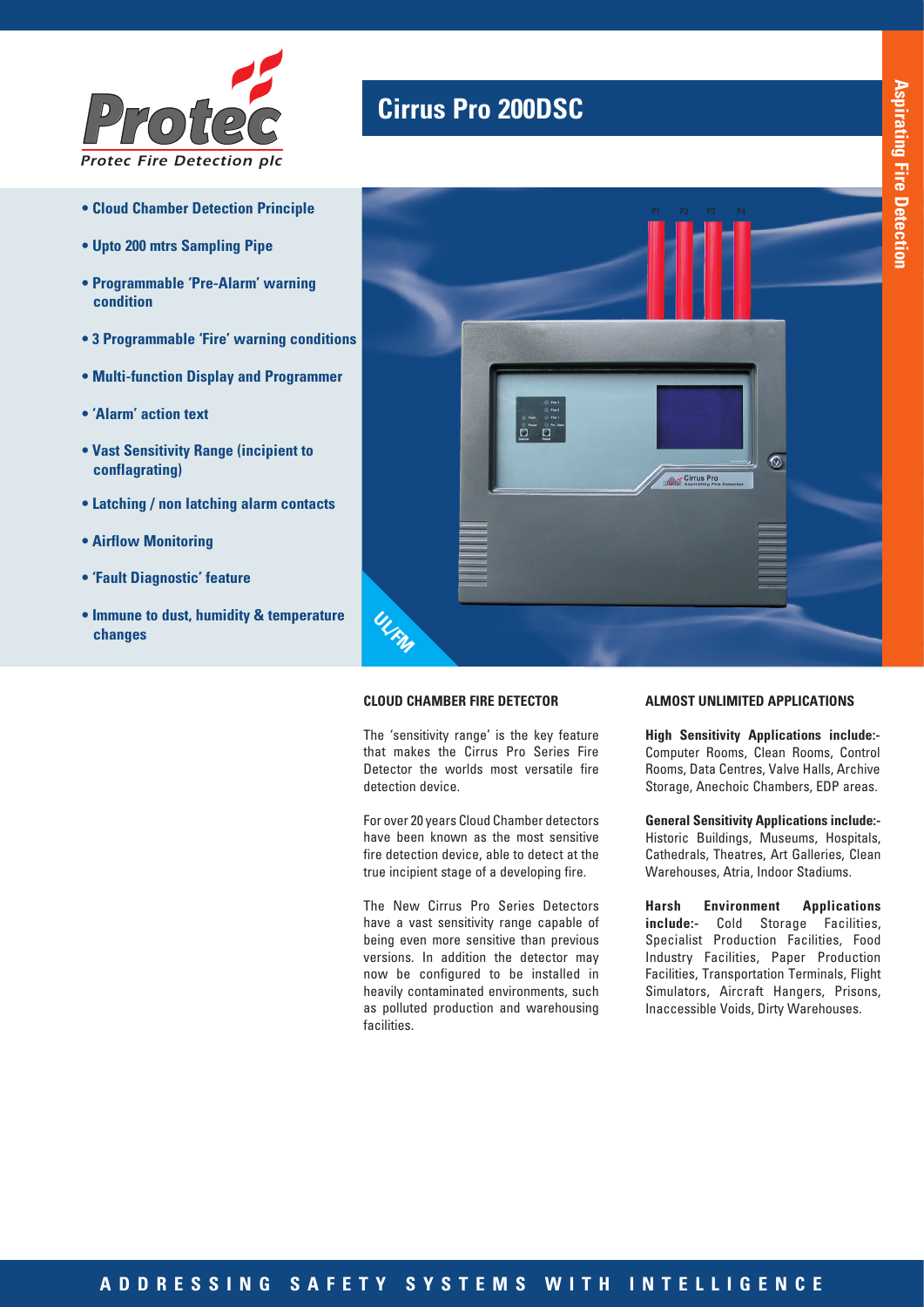Protec Fire Detection plc

# Cirrus Pro 200DSC

Aspirating Fire Detection

- **Cloud Chamber Detection Principle**
- **Upto 200 mtrs Sampling Pipe**
- **Programmable 'Pre-Alarm' warning condition**
- **3 Programmable 'Fire' warning conditions**
- **Multi-function Display and Programmer**
- **'Alarm' action text**
- **Vast Sensitivity Range (incipient to conflagrating)**
- **Latching / non latching alarm contacts**
- **Airflow Monitoring**
- **'Fault Diagnostic' feature**
- **Immune to dust, humidity & temperature changes**

UL/FM

## CLOUD CHAMBER FIRE DETECTOR

The 'sensitivity range' is the key feature that makes the Cirrus Pro Series Fire Detector the worlds most versatile fire detection device.

For over 20 years Cloud Chamber detectors have been known as the most sensitive fire detection device, able to detect at the true incipient stage of a developing fire.

The New Cirrus Pro Series Detectors have a vast sensitivity range capable of being even more sensitive than previous versions. In addition the detector may now be configured to be installed in heavily contaminated environments, such as polluted production and warehousing facilities.

## ALMOST UNLIMITED APPLICATIONS

**High Sensitivity Applications include:-** Computer Rooms, Clean Rooms, Control Rooms, Data Centres, Valve Halls, Archive Storage, Anechoic Chambers, EDP areas.

**General Sensitivity Applications include:-** Historic Buildings, Museums, Hospitals, Cathedrals, Theatres, Art Galleries, Clean Warehouses, Atria, Indoor Stadiums.

**Harsh Environment Applications include:-** Cold Storage Facilities, Specialist Production Facilities, Food Industry Facilities, Paper Production Facilities, Transportation Terminals, Flight Simulators, Aircraft Hangers, Prisons, Inaccessible Voids, Dirty Warehouses.

ADDRESSING SAFETY SYSTEMS WITH INTELLIGENCE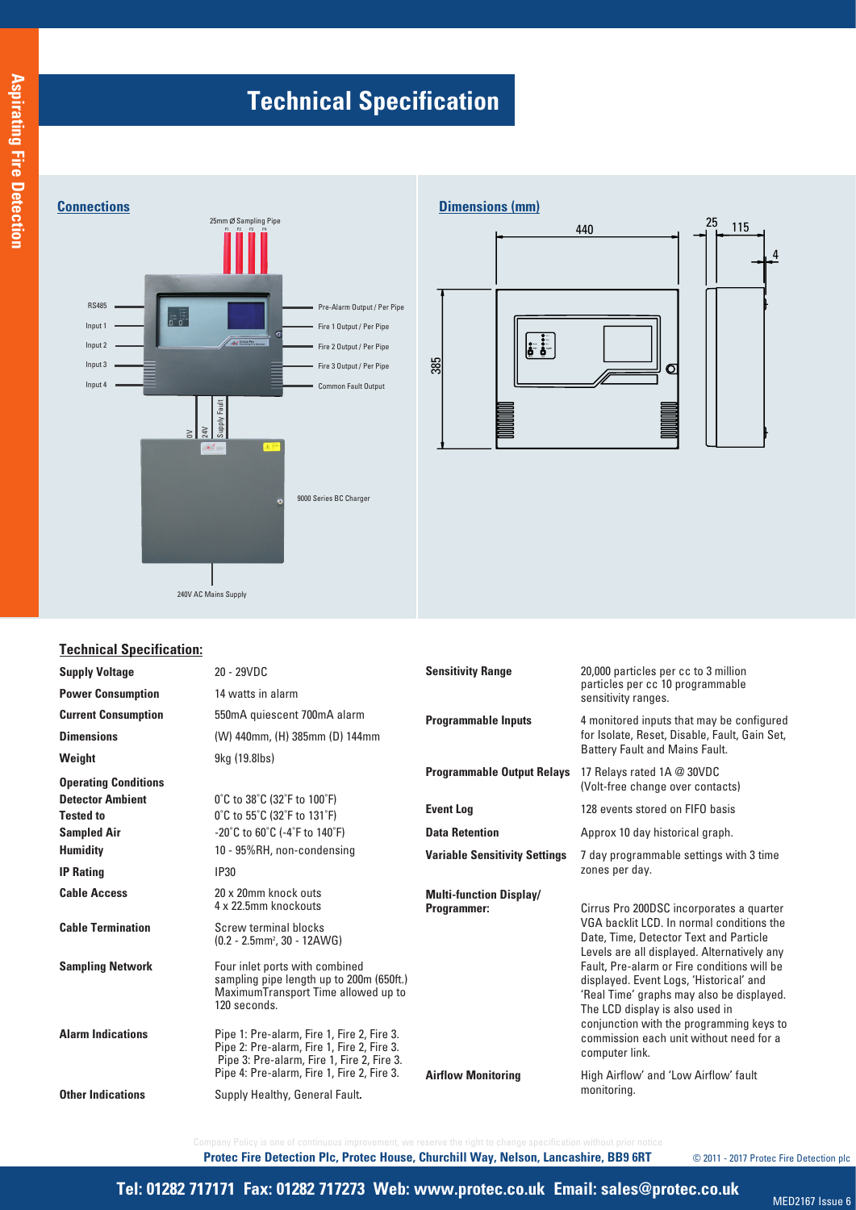# Technical Specification

## Connections

25mm Ø Sampling Pipe

P1 P2 P3 P4

RS485

Input 1

Input 2

Input 3

Input 4

Pre-Alarm Output / Per Pipe

Fire 1 Output / Per Pipe

Fire 2 Output / Per Pipe

Fire 3 Output / Per Pipe

Common Fault Output

0V

24V

Supply Fault

9000 Series BC Charger

240V AC Mains Supply

## Dimensions (mm)

440

385

25

115

4

## Technical Specification:

| | |
|---|---|
| **Supply Voltage** | 20 - 29VDC |
| **Power Consumption** | 14 watts in alarm |
| **Current Consumption** | 550mA quiescent 700mA alarm |
| **Dimensions** | (W) 440mm, (H) 385mm (D) 144mm |
| **Weight** | 9kg (19.8lbs) |
| **Operating Conditions** | |
| **Detector Ambient** | 0˚C to 38˚C (32˚F to 100˚F) |
| **Tested to** | 0˚C to 55˚C (32˚F to 131˚F) |
| **Sampled Air** | -20˚C to 60˚C (-4˚F to 140˚F) |
| **Humidity** | 10 - 95%RH, non-condensing |
| **IP Rating** | IP30 |
| **Cable Access** | 20 x 20mm knock outs<br>4 x 22.5mm knockouts |
| **Cable Termination** | Screw terminal blocks<br>(0.2 - 2.5mm², 30 - 12AWG) |
| **Sampling Network** | Four inlet ports with combined sampling pipe length up to 200m (650ft.) MaximumTransport Time allowed up to 120 seconds. |
| **Alarm Indications** | Pipe 1: Pre-alarm, Fire 1, Fire 2, Fire 3.<br>Pipe 2: Pre-alarm, Fire 1, Fire 2, Fire 3.<br>Pipe 3: Pre-alarm, Fire 1, Fire 2, Fire 3.<br>Pipe 4: Pre-alarm, Fire 1, Fire 2, Fire 3. |
| **Other Indications** | Supply Healthy, General Fault. |
| **Sensitivity Range** | 20,000 particles per cc to 3 million particles per cc 10 programmable sensitivity ranges. |
| **Programmable Inputs** | 4 monitored inputs that may be configured for Isolate, Reset, Disable, Fault, Gain Set, Battery Fault and Mains Fault. |
| **Programmable Output Relays** | 17 Relays rated 1A @ 30VDC (Volt-free change over contacts) |
| **Event Log** | 128 events stored on FIFO basis |
| **Data Retention** | Approx 10 day historical graph. |
| **Variable Sensitivity Settings** | 7 day programmable settings with 3 time zones per day. |
| **Multi-function Display/ Programmer:** | Cirrus Pro 200DSC incorporates a quarter VGA backlit LCD. In normal conditions the Date, Time, Detector Text and Particle Levels are all displayed. Alternatively any Fault, Pre-alarm or Fire conditions will be displayed. Event Logs, 'Historical' and 'Real Time' graphs may also be displayed. The LCD display is also used in conjunction with the programming keys to commission each unit without need for a computer link. |
| **Airflow Monitoring** | High Airflow' and 'Low Airflow' fault monitoring. |

Company Policy is one of continuous improvement, we reserve the right to change specification without prior notice

**Protec Fire Detection Plc, Protec House, Churchill Way, Nelson, Lancashire, BB9 6RT** © 2011 - 2017 Protec Fire Detection plc

**Tel: 01282 717171 Fax: 01282 717273 Web: www.protec.co.uk Email: sales@protec.co.uk**

MED2167 Issue 6